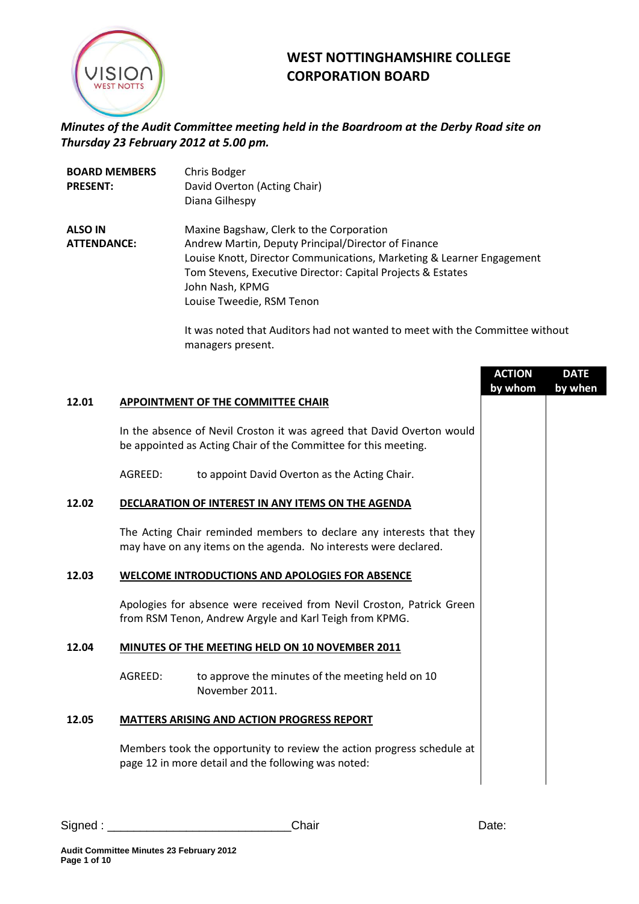# WEST NOTTINGHAMSHIRE COLLEGE CORPORATION BOARD

***Minutes of the Audit Committee meeting held in the Boardroom at the Derby Road site on Thursday 23 February 2012 at 5.00 pm.***

| | |
|---|---|
| **BOARD MEMBERS PRESENT:** | Chris Bodger<br>David Overton (Acting Chair)<br>Diana Gilhespy |
| **ALSO IN ATTENDANCE:** | Maxine Bagshaw, Clerk to the Corporation<br>Andrew Martin, Deputy Principal/Director of Finance<br>Louise Knott, Director Communications, Marketing & Learner Engagement<br>Tom Stevens, Executive Director: Capital Projects & Estates<br>John Nash, KPMG<br>Louise Tweedie, RSM Tenon |

It was noted that Auditors had not wanted to meet with the Committee without managers present.

| | | ACTION by whom | DATE by when |
|---|---|---|---|

**12.01 APPOINTMENT OF THE COMMITTEE CHAIR**

In the absence of Nevil Croston it was agreed that David Overton would be appointed as Acting Chair of the Committee for this meeting.

AGREED: to appoint David Overton as the Acting Chair.

**12.02 DECLARATION OF INTEREST IN ANY ITEMS ON THE AGENDA**

The Acting Chair reminded members to declare any interests that they may have on any items on the agenda. No interests were declared.

**12.03 WELCOME INTRODUCTIONS AND APOLOGIES FOR ABSENCE**

Apologies for absence were received from Nevil Croston, Patrick Green from RSM Tenon, Andrew Argyle and Karl Teigh from KPMG.

**12.04 MINUTES OF THE MEETING HELD ON 10 NOVEMBER 2011**

AGREED: to approve the minutes of the meeting held on 10 November 2011.

**12.05 MATTERS ARISING AND ACTION PROGRESS REPORT**

Members took the opportunity to review the action progress schedule at page 12 in more detail and the following was noted:

Signed : ___________________________Chair Date: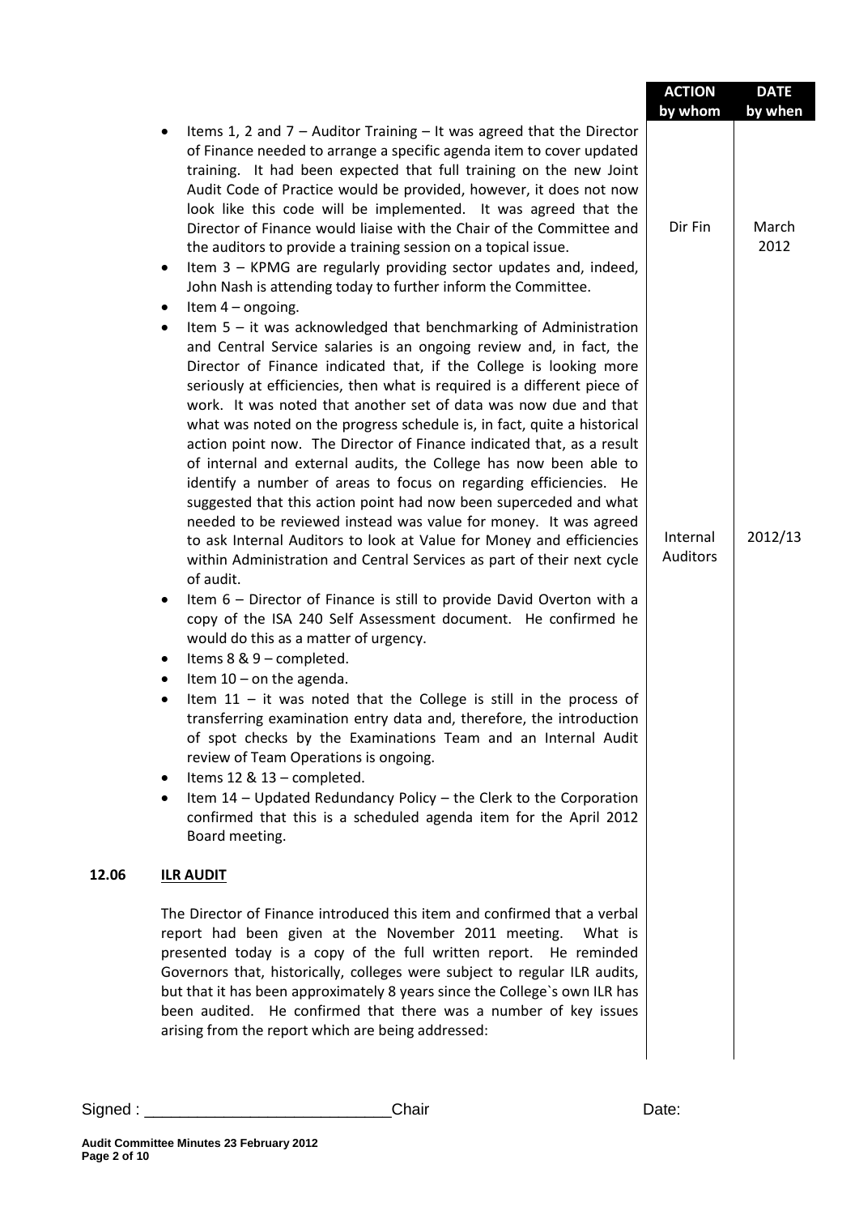| | ACTION by whom | DATE by when |
|---|---|---|
| • Items 1, 2 and 7 – Auditor Training – It was agreed that the Director of Finance needed to arrange a specific agenda item to cover updated training. It had been expected that full training on the new Joint Audit Code of Practice would be provided, however, it does not now look like this code will be implemented. It was agreed that the Director of Finance would liaise with the Chair of the Committee and the auditors to provide a training session on a topical issue. | Dir Fin | March 2012 |
| • Item 3 – KPMG are regularly providing sector updates and, indeed, John Nash is attending today to further inform the Committee. | | |
| • Item 4 – ongoing. | | |
| • Item 5 – it was acknowledged that benchmarking of Administration and Central Service salaries is an ongoing review and, in fact, the Director of Finance indicated that, if the College is looking more seriously at efficiencies, then what is required is a different piece of work. It was noted that another set of data was now due and that what was noted on the progress schedule is, in fact, quite a historical action point now. The Director of Finance indicated that, as a result of internal and external audits, the College has now been able to identify a number of areas to focus on regarding efficiencies. He suggested that this action point had now been superceded and what needed to be reviewed instead was value for money. It was agreed to ask Internal Auditors to look at Value for Money and efficiencies within Administration and Central Services as part of their next cycle of audit. | Internal Auditors | 2012/13 |
| • Item 6 – Director of Finance is still to provide David Overton with a copy of the ISA 240 Self Assessment document. He confirmed he would do this as a matter of urgency. | | |
| • Items 8 & 9 – completed. | | |
| • Item 10 – on the agenda. | | |
| • Item 11 – it was noted that the College is still in the process of transferring examination entry data and, therefore, the introduction of spot checks by the Examinations Team and an Internal Audit review of Team Operations is ongoing. | | |
| • Items 12 & 13 – completed. | | |
| • Item 14 – Updated Redundancy Policy – the Clerk to the Corporation confirmed that this is a scheduled agenda item for the April 2012 Board meeting. | | |

**12.06 ILR AUDIT**

The Director of Finance introduced this item and confirmed that a verbal report had been given at the November 2011 meeting. What is presented today is a copy of the full written report. He reminded Governors that, historically, colleges were subject to regular ILR audits, but that it has been approximately 8 years since the College`s own ILR has been audited. He confirmed that there was a number of key issues arising from the report which are being addressed:

Signed : ___________________________Chair Date:

Audit Committee Minutes 23 February 2012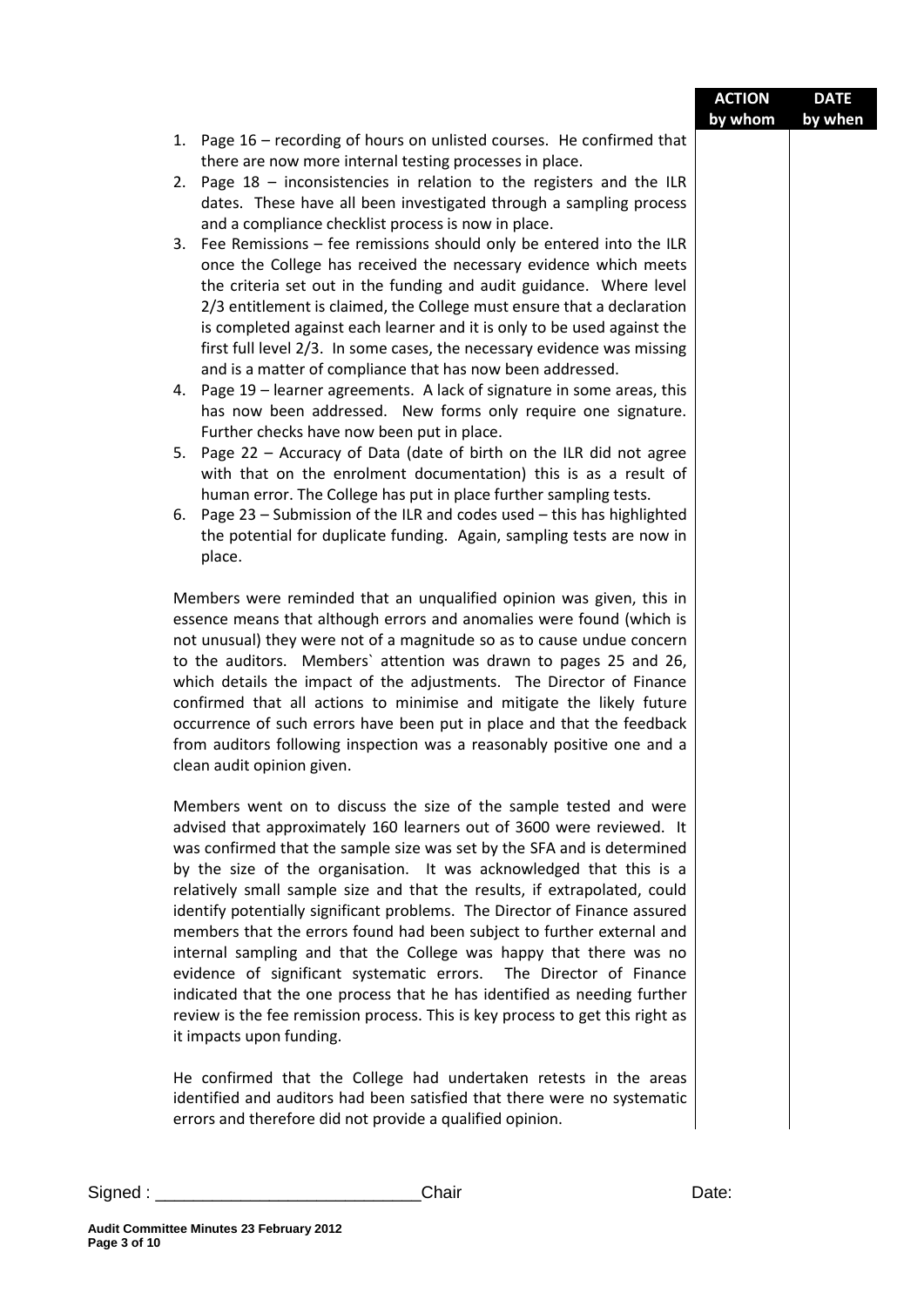| | ACTION by whom | DATE by when |
|---|---|---|

1. Page 16 – recording of hours on unlisted courses. He confirmed that there are now more internal testing processes in place.
2. Page 18 – inconsistencies in relation to the registers and the ILR dates. These have all been investigated through a sampling process and a compliance checklist process is now in place.
3. Fee Remissions – fee remissions should only be entered into the ILR once the College has received the necessary evidence which meets the criteria set out in the funding and audit guidance. Where level 2/3 entitlement is claimed, the College must ensure that a declaration is completed against each learner and it is only to be used against the first full level 2/3. In some cases, the necessary evidence was missing and is a matter of compliance that has now been addressed.
4. Page 19 – learner agreements. A lack of signature in some areas, this has now been addressed. New forms only require one signature. Further checks have now been put in place.
5. Page 22 – Accuracy of Data (date of birth on the ILR did not agree with that on the enrolment documentation) this is as a result of human error. The College has put in place further sampling tests.
6. Page 23 – Submission of the ILR and codes used – this has highlighted the potential for duplicate funding. Again, sampling tests are now in place.

Members were reminded that an unqualified opinion was given, this in essence means that although errors and anomalies were found (which is not unusual) they were not of a magnitude so as to cause undue concern to the auditors. Members` attention was drawn to pages 25 and 26, which details the impact of the adjustments. The Director of Finance confirmed that all actions to minimise and mitigate the likely future occurrence of such errors have been put in place and that the feedback from auditors following inspection was a reasonably positive one and a clean audit opinion given.

Members went on to discuss the size of the sample tested and were advised that approximately 160 learners out of 3600 were reviewed. It was confirmed that the sample size was set by the SFA and is determined by the size of the organisation. It was acknowledged that this is a relatively small sample size and that the results, if extrapolated, could identify potentially significant problems. The Director of Finance assured members that the errors found had been subject to further external and internal sampling and that the College was happy that there was no evidence of significant systematic errors. The Director of Finance indicated that the one process that he has identified as needing further review is the fee remission process. This is key process to get this right as it impacts upon funding.

He confirmed that the College had undertaken retests in the areas identified and auditors had been satisfied that there were no systematic errors and therefore did not provide a qualified opinion.

Signed : \_\_\_\_\_\_\_\_\_\_\_\_\_\_\_\_\_\_\_\_\_\_\_\_\_\_\_\_ Chair Date:

**Audit Committee Minutes 23 February 2012**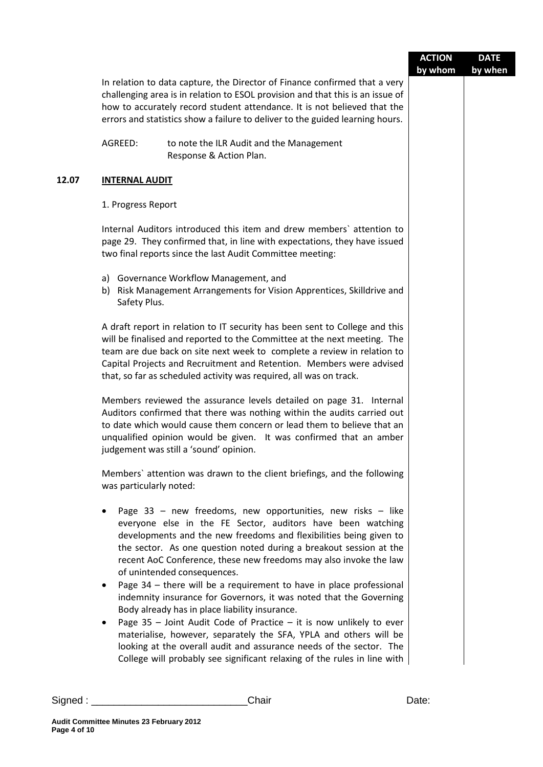| | ACTION by whom | DATE by when |
|---|---|---|

In relation to data capture, the Director of Finance confirmed that a very challenging area is in relation to ESOL provision and that this is an issue of how to accurately record student attendance. It is not believed that the errors and statistics show a failure to deliver to the guided learning hours.

AGREED: to note the ILR Audit and the Management Response & Action Plan.

## 12.07 INTERNAL AUDIT

1. Progress Report

Internal Auditors introduced this item and drew members` attention to page 29. They confirmed that, in line with expectations, they have issued two final reports since the last Audit Committee meeting:

a) Governance Workflow Management, and
b) Risk Management Arrangements for Vision Apprentices, Skilldrive and Safety Plus.

A draft report in relation to IT security has been sent to College and this will be finalised and reported to the Committee at the next meeting. The team are due back on site next week to complete a review in relation to Capital Projects and Recruitment and Retention. Members were advised that, so far as scheduled activity was required, all was on track.

Members reviewed the assurance levels detailed on page 31. Internal Auditors confirmed that there was nothing within the audits carried out to date which would cause them concern or lead them to believe that an unqualified opinion would be given. It was confirmed that an amber judgement was still a 'sound' opinion.

Members` attention was drawn to the client briefings, and the following was particularly noted:

- Page 33 – new freedoms, new opportunities, new risks – like everyone else in the FE Sector, auditors have been watching developments and the new freedoms and flexibilities being given to the sector. As one question noted during a breakout session at the recent AoC Conference, these new freedoms may also invoke the law of unintended consequences.
- Page 34 – there will be a requirement to have in place professional indemnity insurance for Governors, it was noted that the Governing Body already has in place liability insurance.
- Page 35 – Joint Audit Code of Practice – it is now unlikely to ever materialise, however, separately the SFA, YPLA and others will be looking at the overall audit and assurance needs of the sector. The College will probably see significant relaxing of the rules in line with

Signed : ____________________________Chair Date: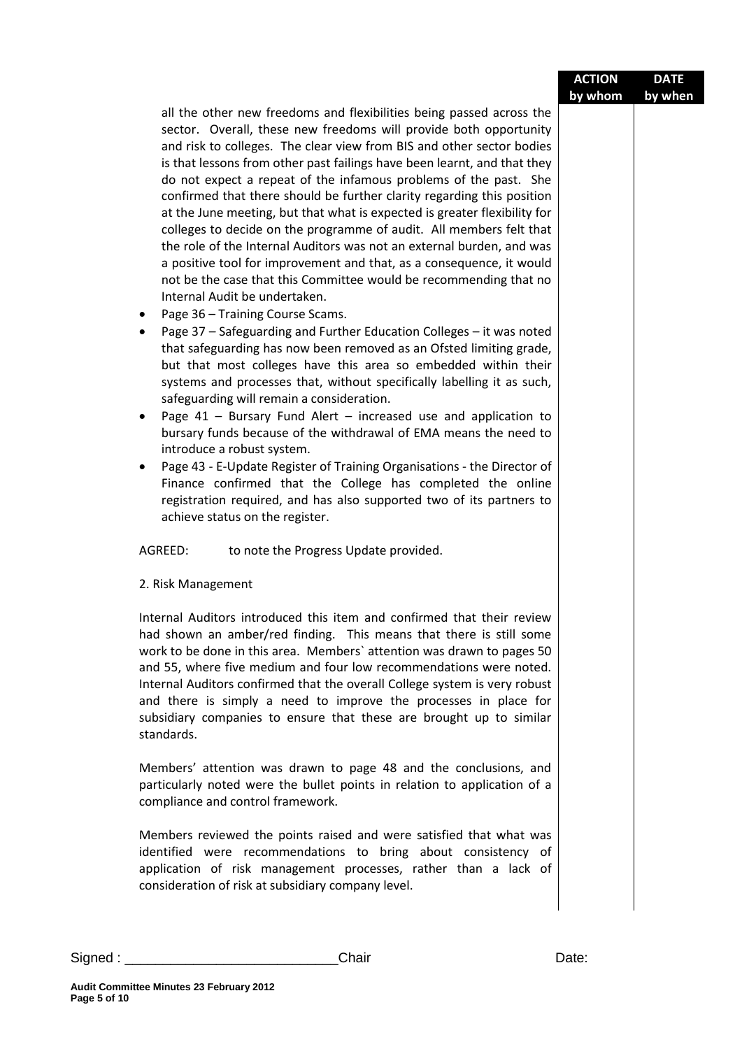| | ACTION by whom | DATE by when |
|---|---|---|

all the other new freedoms and flexibilities being passed across the sector. Overall, these new freedoms will provide both opportunity and risk to colleges. The clear view from BIS and other sector bodies is that lessons from other past failings have been learnt, and that they do not expect a repeat of the infamous problems of the past. She confirmed that there should be further clarity regarding this position at the June meeting, but that what is expected is greater flexibility for colleges to decide on the programme of audit. All members felt that the role of the Internal Auditors was not an external burden, and was a positive tool for improvement and that, as a consequence, it would not be the case that this Committee would be recommending that no Internal Audit be undertaken.

- Page 36 – Training Course Scams.
- Page 37 – Safeguarding and Further Education Colleges – it was noted that safeguarding has now been removed as an Ofsted limiting grade, but that most colleges have this area so embedded within their systems and processes that, without specifically labelling it as such, safeguarding will remain a consideration.
- Page 41 – Bursary Fund Alert – increased use and application to bursary funds because of the withdrawal of EMA means the need to introduce a robust system.
- Page 43 - E-Update Register of Training Organisations - the Director of Finance confirmed that the College has completed the online registration required, and has also supported two of its partners to achieve status on the register.

AGREED: to note the Progress Update provided.

2. Risk Management

Internal Auditors introduced this item and confirmed that their review had shown an amber/red finding. This means that there is still some work to be done in this area. Members` attention was drawn to pages 50 and 55, where five medium and four low recommendations were noted. Internal Auditors confirmed that the overall College system is very robust and there is simply a need to improve the processes in place for subsidiary companies to ensure that these are brought up to similar standards.

Members' attention was drawn to page 48 and the conclusions, and particularly noted were the bullet points in relation to application of a compliance and control framework.

Members reviewed the points raised and were satisfied that what was identified were recommendations to bring about consistency of application of risk management processes, rather than a lack of consideration of risk at subsidiary company level.

Signed : ____________________________Chair Date: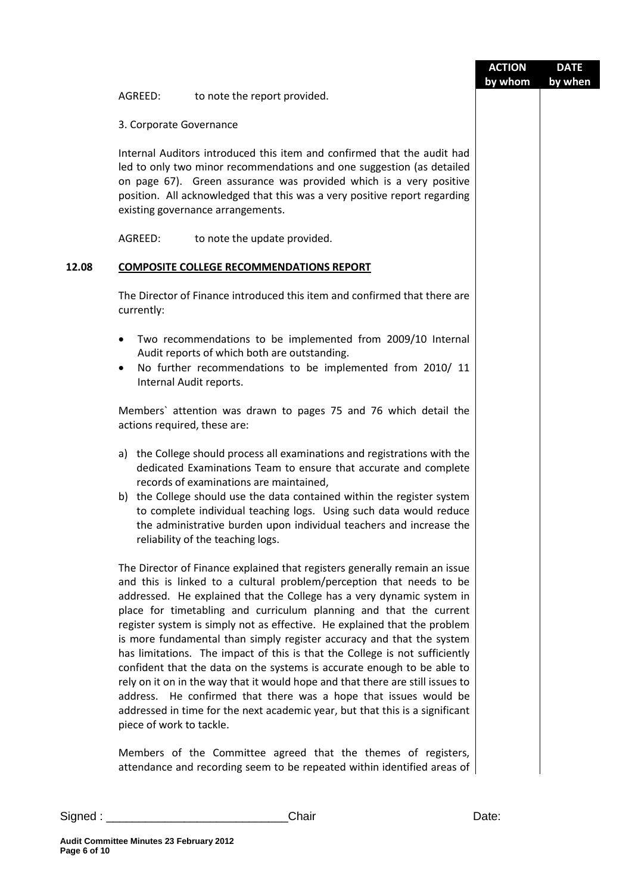| | | ACTION by whom | DATE by when |
|---|---|---|---|

AGREED: to note the report provided.

3. Corporate Governance

Internal Auditors introduced this item and confirmed that the audit had led to only two minor recommendations and one suggestion (as detailed on page 67). Green assurance was provided which is a very positive position. All acknowledged that this was a very positive report regarding existing governance arrangements.

AGREED: to note the update provided.

## 12.08 COMPOSITE COLLEGE RECOMMENDATIONS REPORT

The Director of Finance introduced this item and confirmed that there are currently:

- Two recommendations to be implemented from 2009/10 Internal Audit reports of which both are outstanding.
- No further recommendations to be implemented from 2010/ 11 Internal Audit reports.

Members` attention was drawn to pages 75 and 76 which detail the actions required, these are:

a) the College should process all examinations and registrations with the dedicated Examinations Team to ensure that accurate and complete records of examinations are maintained,

b) the College should use the data contained within the register system to complete individual teaching logs. Using such data would reduce the administrative burden upon individual teachers and increase the reliability of the teaching logs.

The Director of Finance explained that registers generally remain an issue and this is linked to a cultural problem/perception that needs to be addressed. He explained that the College has a very dynamic system in place for timetabling and curriculum planning and that the current register system is simply not as effective. He explained that the problem is more fundamental than simply register accuracy and that the system has limitations. The impact of this is that the College is not sufficiently confident that the data on the systems is accurate enough to be able to rely on it on in the way that it would hope and that there are still issues to address. He confirmed that there was a hope that issues would be addressed in time for the next academic year, but that this is a significant piece of work to tackle.

Members of the Committee agreed that the themes of registers, attendance and recording seem to be repeated within identified areas of

Signed : ___________________________Chair Date: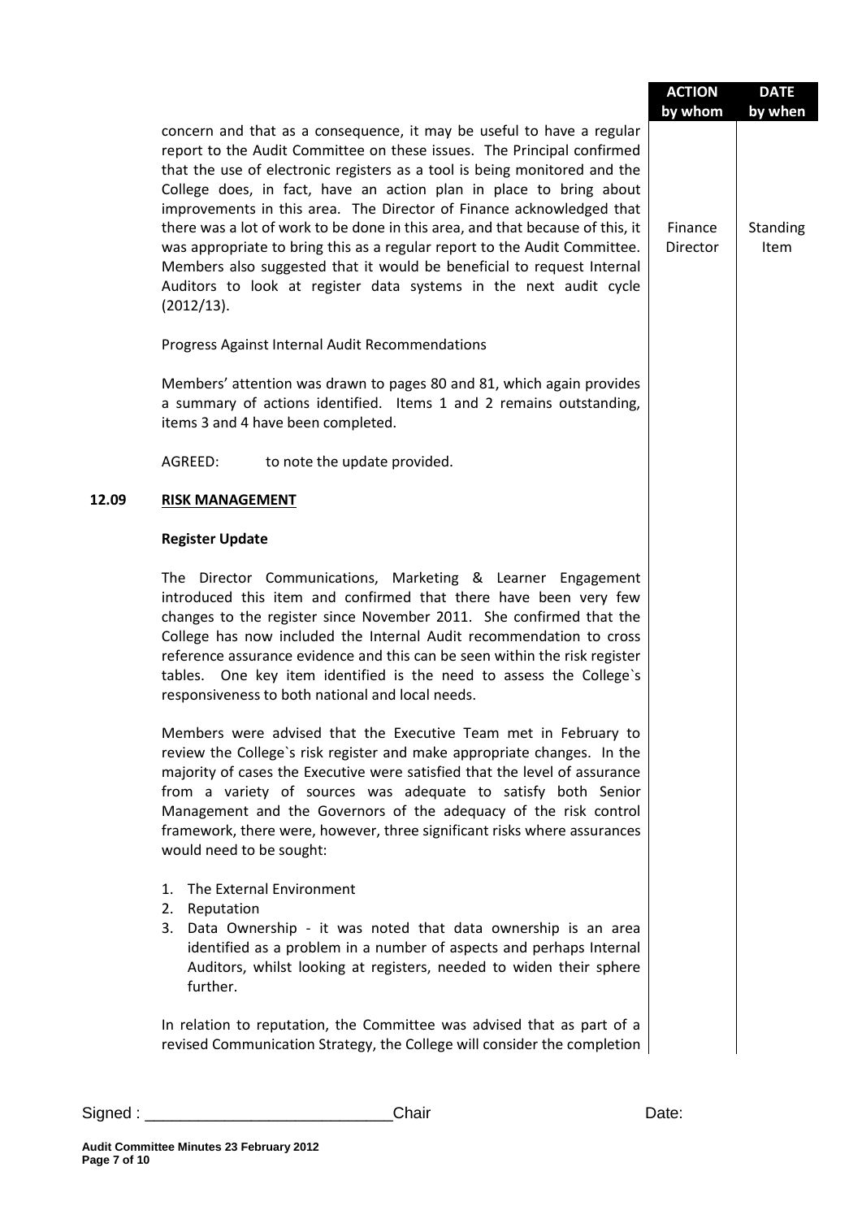| | | ACTION by whom | DATE by when |
|---|---|---|---|
| | concern and that as a consequence, it may be useful to have a regular report to the Audit Committee on these issues. The Principal confirmed that the use of electronic registers as a tool is being monitored and the College does, in fact, have an action plan in place to bring about improvements in this area. The Director of Finance acknowledged that there was a lot of work to be done in this area, and that because of this, it was appropriate to bring this as a regular report to the Audit Committee. Members also suggested that it would be beneficial to request Internal Auditors to look at register data systems in the next audit cycle (2012/13). | Finance Director | Standing Item |

Progress Against Internal Audit Recommendations

Members' attention was drawn to pages 80 and 81, which again provides a summary of actions identified. Items 1 and 2 remains outstanding, items 3 and 4 have been completed.

AGREED: to note the update provided.

**12.09 RISK MANAGEMENT**

**Register Update**

The Director Communications, Marketing & Learner Engagement introduced this item and confirmed that there have been very few changes to the register since November 2011. She confirmed that the College has now included the Internal Audit recommendation to cross reference assurance evidence and this can be seen within the risk register tables. One key item identified is the need to assess the College`s responsiveness to both national and local needs.

Members were advised that the Executive Team met in February to review the College`s risk register and make appropriate changes. In the majority of cases the Executive were satisfied that the level of assurance from a variety of sources was adequate to satisfy both Senior Management and the Governors of the adequacy of the risk control framework, there were, however, three significant risks where assurances would need to be sought:

1. The External Environment
2. Reputation
3. Data Ownership - it was noted that data ownership is an area identified as a problem in a number of aspects and perhaps Internal Auditors, whilst looking at registers, needed to widen their sphere further.

In relation to reputation, the Committee was advised that as part of a revised Communication Strategy, the College will consider the completion

Signed : ___________________________Chair Date: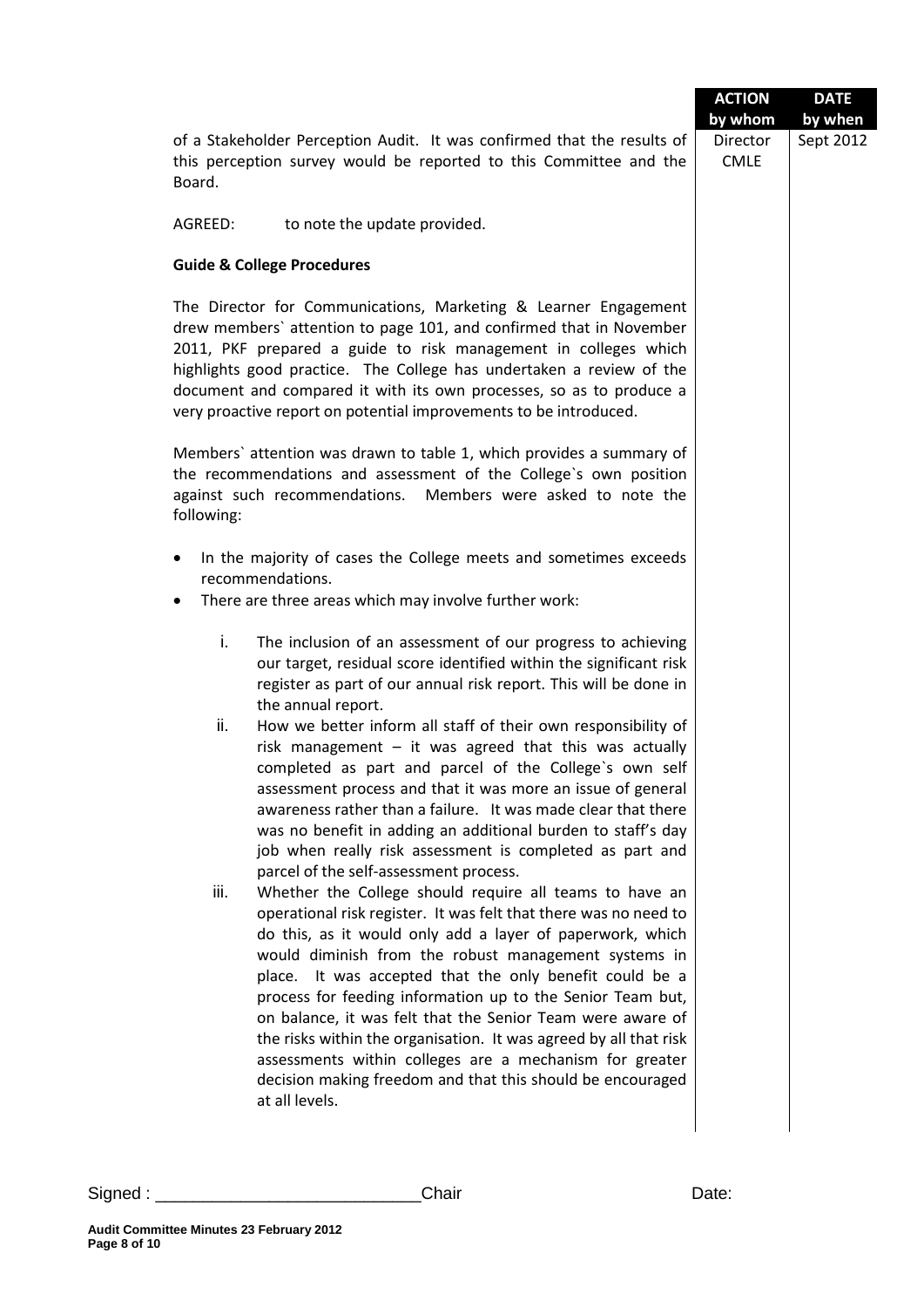| | ACTION by whom | DATE by when |
|---|---|---|
| of a Stakeholder Perception Audit. It was confirmed that the results of this perception survey would be reported to this Committee and the Board. | Director CMLE | Sept 2012 |

AGREED: to note the update provided.

**Guide & College Procedures**

The Director for Communications, Marketing & Learner Engagement drew members` attention to page 101, and confirmed that in November 2011, PKF prepared a guide to risk management in colleges which highlights good practice. The College has undertaken a review of the document and compared it with its own processes, so as to produce a very proactive report on potential improvements to be introduced.

Members` attention was drawn to table 1, which provides a summary of the recommendations and assessment of the College`s own position against such recommendations. Members were asked to note the following:

- In the majority of cases the College meets and sometimes exceeds recommendations.
- There are three areas which may involve further work:

  i. The inclusion of an assessment of our progress to achieving our target, residual score identified within the significant risk register as part of our annual risk report. This will be done in the annual report.
  
  ii. How we better inform all staff of their own responsibility of risk management – it was agreed that this was actually completed as part and parcel of the College`s own self assessment process and that it was more an issue of general awareness rather than a failure. It was made clear that there was no benefit in adding an additional burden to staff's day job when really risk assessment is completed as part and parcel of the self-assessment process.
  
  iii. Whether the College should require all teams to have an operational risk register. It was felt that there was no need to do this, as it would only add a layer of paperwork, which would diminish from the robust management systems in place. It was accepted that the only benefit could be a process for feeding information up to the Senior Team but, on balance, it was felt that the Senior Team were aware of the risks within the organisation. It was agreed by all that risk assessments within colleges are a mechanism for greater decision making freedom and that this should be encouraged at all levels.

Signed : ___________________________Chair Date: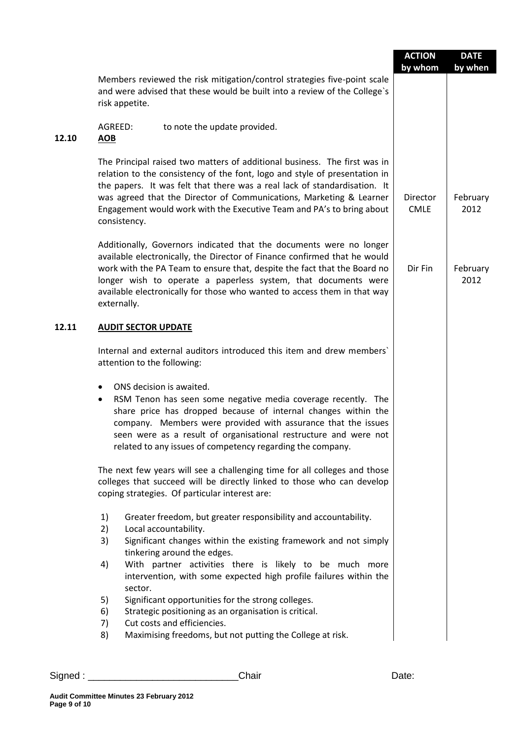| | | ACTION by whom | DATE by when |
|---|---|---|---|
| | Members reviewed the risk mitigation/control strategies five-point scale and were advised that these would be built into a review of the College`s risk appetite. | | |
| | AGREED: to note the update provided. | | |
| **12.10** | **AOB** | | |
| | The Principal raised two matters of additional business. The first was in relation to the consistency of the font, logo and style of presentation in the papers. It was felt that there was a real lack of standardisation. It was agreed that the Director of Communications, Marketing & Learner Engagement would work with the Executive Team and PA's to bring about consistency. | Director CMLE | February 2012 |
| | Additionally, Governors indicated that the documents were no longer available electronically, the Director of Finance confirmed that he would work with the PA Team to ensure that, despite the fact that the Board no longer wish to operate a paperless system, that documents were available electronically for those who wanted to access them in that way externally. | Dir Fin | February 2012 |
| **12.11** | **AUDIT SECTOR UPDATE** | | |
| | Internal and external auditors introduced this item and drew members` attention to the following:<br><br>• ONS decision is awaited.<br>• RSM Tenon has seen some negative media coverage recently. The share price has dropped because of internal changes within the company. Members were provided with assurance that the issues seen were as a result of organisational restructure and were not related to any issues of competency regarding the company. | | |
| | The next few years will see a challenging time for all colleges and those colleges that succeed will be directly linked to those who can develop coping strategies. Of particular interest are:<br><br>1) Greater freedom, but greater responsibility and accountability.<br>2) Local accountability.<br>3) Significant changes within the existing framework and not simply tinkering around the edges.<br>4) With partner activities there is likely to be much more intervention, with some expected high profile failures within the sector.<br>5) Significant opportunities for the strong colleges.<br>6) Strategic positioning as an organisation is critical.<br>7) Cut costs and efficiencies.<br>8) Maximising freedoms, but not putting the College at risk. | | |

Signed : ___________________________Chair Date: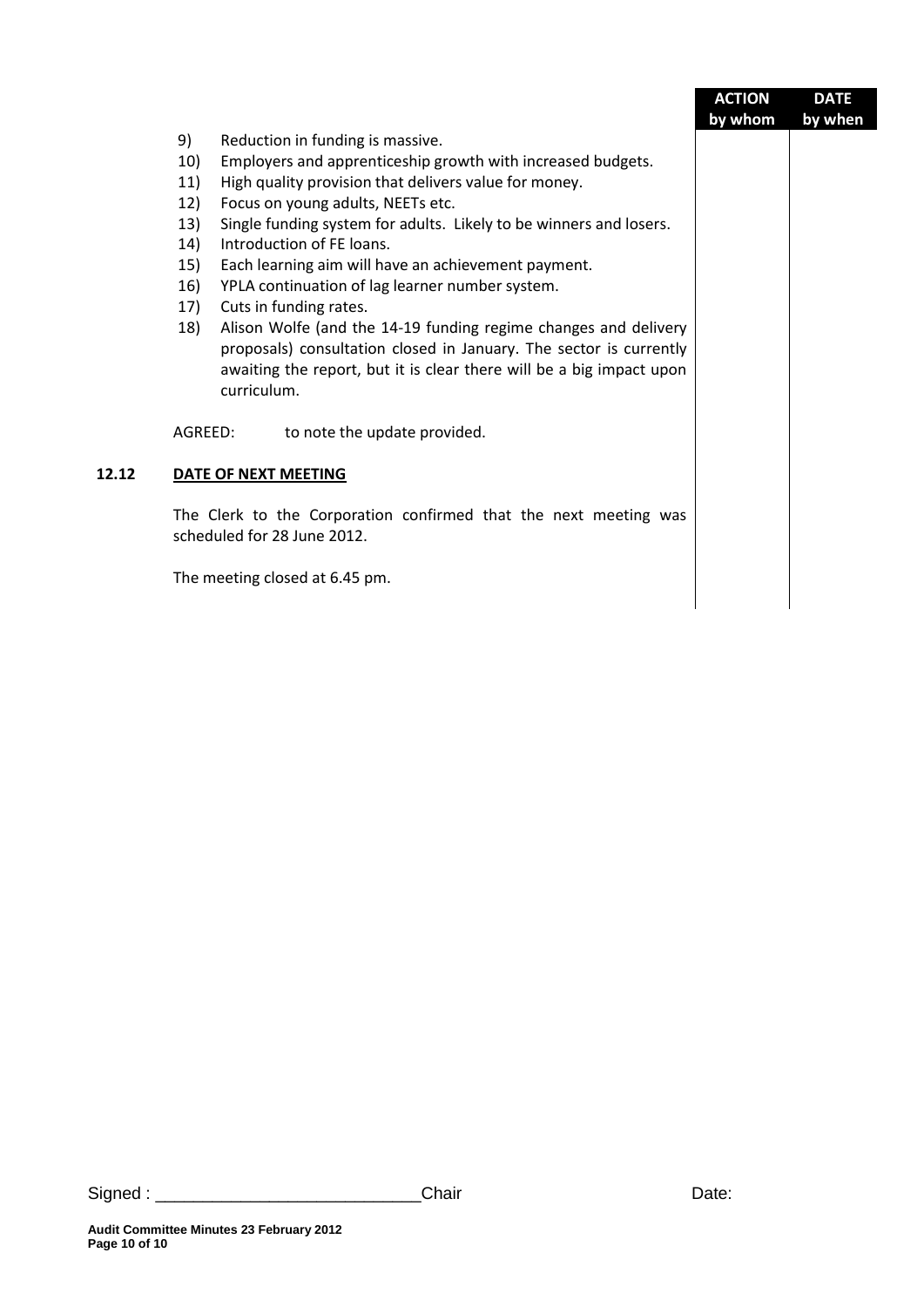| | | ACTION by whom | DATE by when |
|---|---|---|---|
| | 9) Reduction in funding is massive.<br>10) Employers and apprenticeship growth with increased budgets.<br>11) High quality provision that delivers value for money.<br>12) Focus on young adults, NEETs etc.<br>13) Single funding system for adults. Likely to be winners and losers.<br>14) Introduction of FE loans.<br>15) Each learning aim will have an achievement payment.<br>16) YPLA continuation of lag learner number system.<br>17) Cuts in funding rates.<br>18) Alison Wolfe (and the 14-19 funding regime changes and delivery proposals) consultation closed in January. The sector is currently awaiting the report, but it is clear there will be a big impact upon curriculum.<br><br>AGREED: to note the update provided. | | |
| **12.12** | **DATE OF NEXT MEETING**<br><br>The Clerk to the Corporation confirmed that the next meeting was scheduled for 28 June 2012.<br><br>The meeting closed at 6.45 pm. | | |

Signed : ___________________________Chair Date: